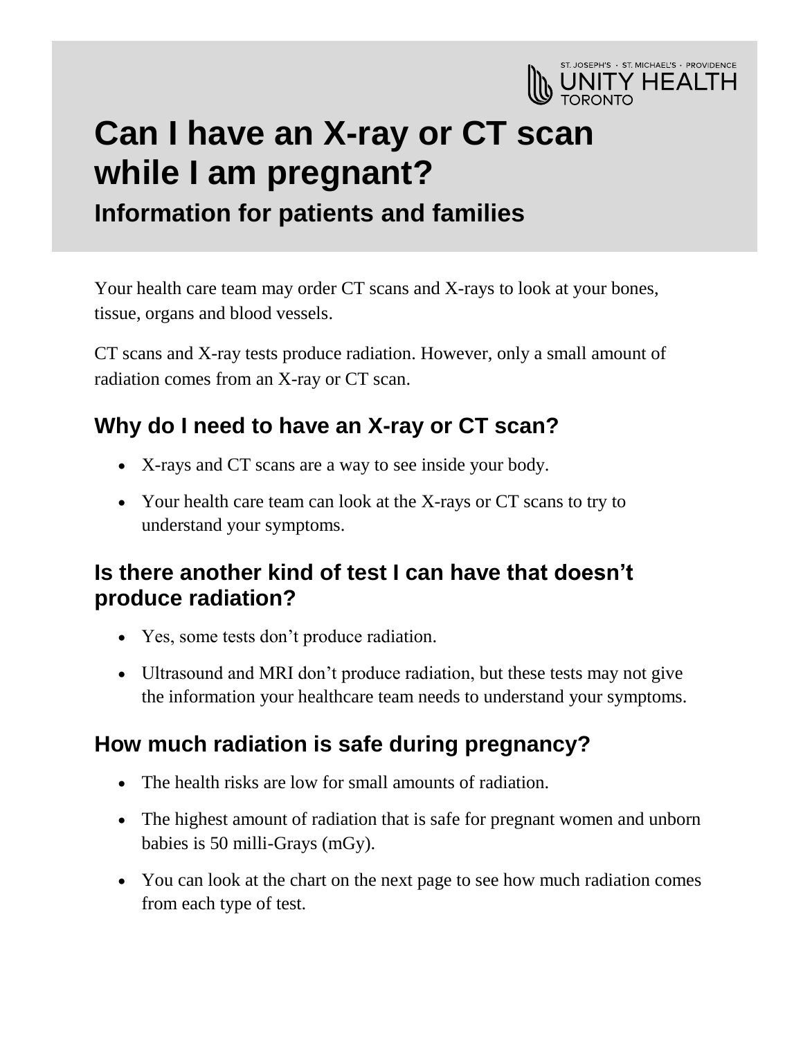ST. JOSEPH'S · ST. MICHAEL'S · PROVIDENCE
UNITY HEALTH
TORONTO

# Can I have an X-ray or CT scan while I am pregnant?

## Information for patients and families

Your health care team may order CT scans and X-rays to look at your bones, tissue, organs and blood vessels.

CT scans and X-ray tests produce radiation. However, only a small amount of radiation comes from an X-ray or CT scan.

## Why do I need to have an X-ray or CT scan?

- X-rays and CT scans are a way to see inside your body.
- Your health care team can look at the X-rays or CT scans to try to understand your symptoms.

## Is there another kind of test I can have that doesn't produce radiation?

- Yes, some tests don't produce radiation.
- Ultrasound and MRI don't produce radiation, but these tests may not give the information your healthcare team needs to understand your symptoms.

## How much radiation is safe during pregnancy?

- The health risks are low for small amounts of radiation.
- The highest amount of radiation that is safe for pregnant women and unborn babies is 50 milli-Grays (mGy).
- You can look at the chart on the next page to see how much radiation comes from each type of test.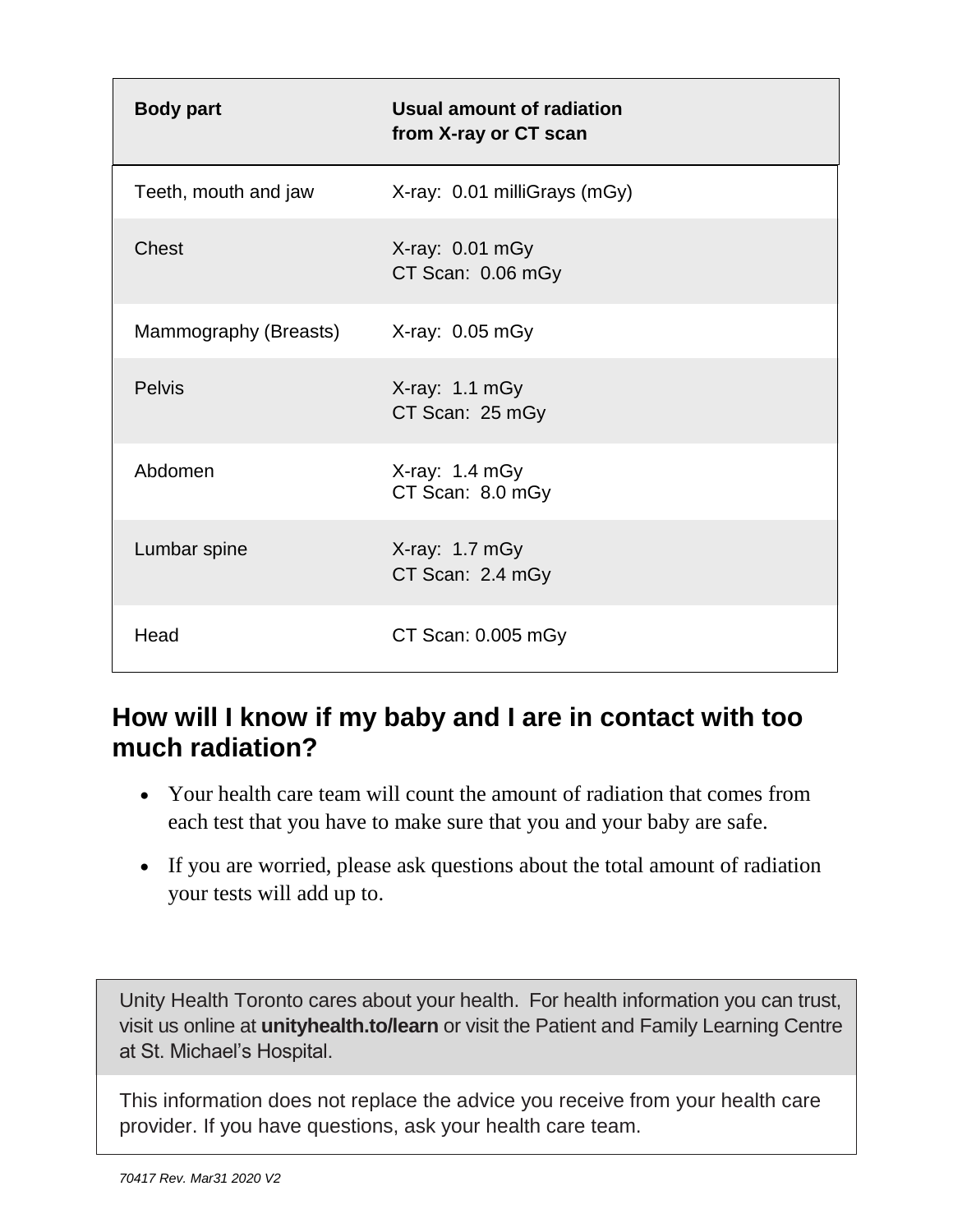| Body part | Usual amount of radiation from X-ray or CT scan |
|---|---|
| Teeth, mouth and jaw | X-ray: 0.01 milliGrays (mGy) |
| Chest | X-ray: 0.01 mGy<br>CT Scan: 0.06 mGy |
| Mammography (Breasts) | X-ray: 0.05 mGy |
| Pelvis | X-ray: 1.1 mGy<br>CT Scan: 25 mGy |
| Abdomen | X-ray: 1.4 mGy<br>CT Scan: 8.0 mGy |
| Lumbar spine | X-ray: 1.7 mGy<br>CT Scan: 2.4 mGy |
| Head | CT Scan: 0.005 mGy |

## How will I know if my baby and I are in contact with too much radiation?

- Your health care team will count the amount of radiation that comes from each test that you have to make sure that you and your baby are safe.
- If you are worried, please ask questions about the total amount of radiation your tests will add up to.

Unity Health Toronto cares about your health. For health information you can trust, visit us online at **unityhealth.to/learn** or visit the Patient and Family Learning Centre at St. Michael's Hospital.

This information does not replace the advice you receive from your health care provider. If you have questions, ask your health care team.

*70417 Rev. Mar31 2020 V2*